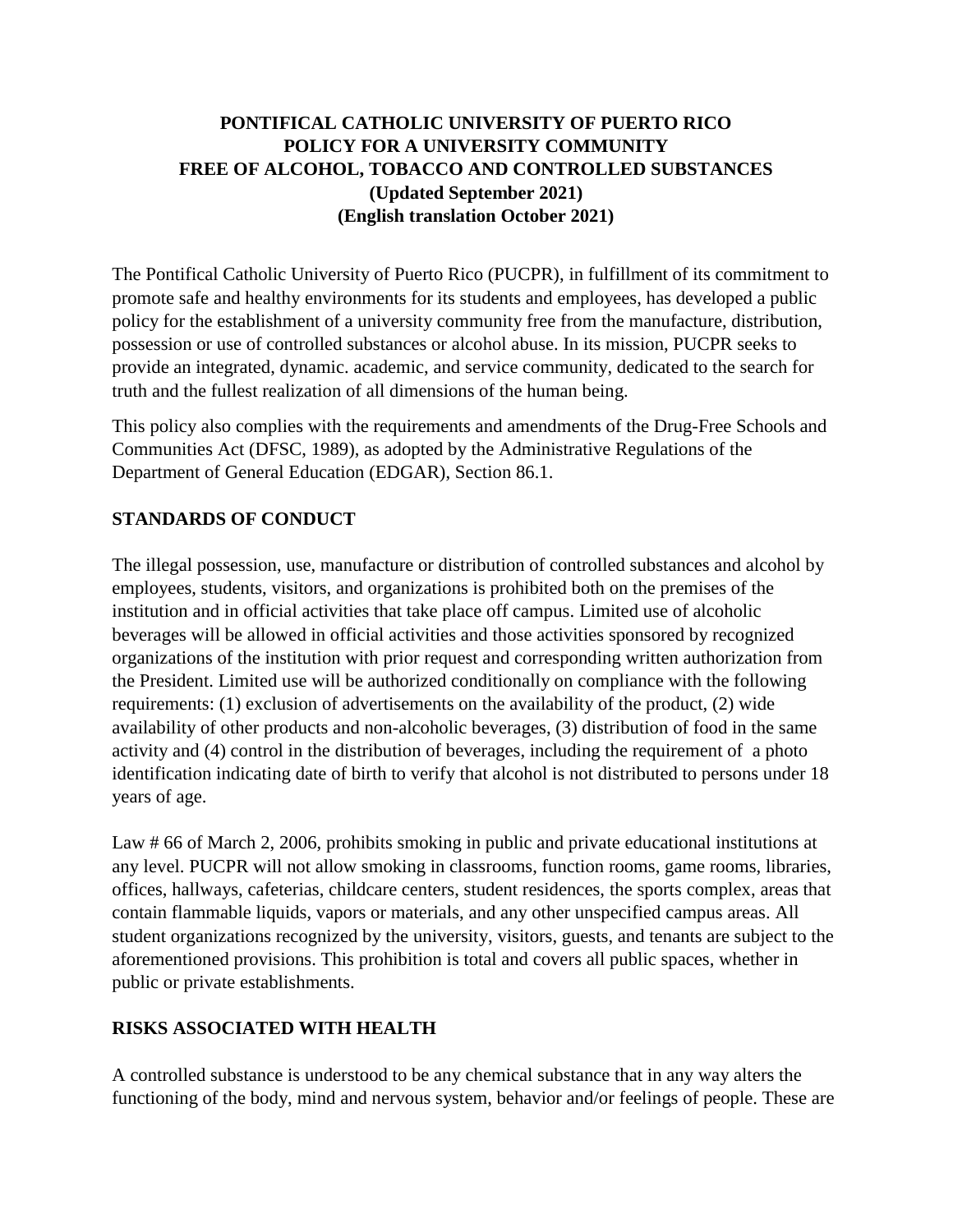# PONTIFICAL CATHOLIC UNIVERSITY OF PUERTO RICO
# POLICY FOR A UNIVERSITY COMMUNITY
# FREE OF ALCOHOL, TOBACCO AND CONTROLLED SUBSTANCES
**(Updated September 2021)**
**(English translation October 2021)**

The Pontifical Catholic University of Puerto Rico (PUCPR), in fulfillment of its commitment to promote safe and healthy environments for its students and employees, has developed a public policy for the establishment of a university community free from the manufacture, distribution, possession or use of controlled substances or alcohol abuse. In its mission, PUCPR seeks to provide an integrated, dynamic. academic, and service community, dedicated to the search for truth and the fullest realization of all dimensions of the human being.

This policy also complies with the requirements and amendments of the Drug-Free Schools and Communities Act (DFSC, 1989), as adopted by the Administrative Regulations of the Department of General Education (EDGAR), Section 86.1.

## STANDARDS OF CONDUCT

The illegal possession, use, manufacture or distribution of controlled substances and alcohol by employees, students, visitors, and organizations is prohibited both on the premises of the institution and in official activities that take place off campus. Limited use of alcoholic beverages will be allowed in official activities and those activities sponsored by recognized organizations of the institution with prior request and corresponding written authorization from the President. Limited use will be authorized conditionally on compliance with the following requirements: (1) exclusion of advertisements on the availability of the product, (2) wide availability of other products and non-alcoholic beverages, (3) distribution of food in the same activity and (4) control in the distribution of beverages, including the requirement of a photo identification indicating date of birth to verify that alcohol is not distributed to persons under 18 years of age.

Law # 66 of March 2, 2006, prohibits smoking in public and private educational institutions at any level. PUCPR will not allow smoking in classrooms, function rooms, game rooms, libraries, offices, hallways, cafeterias, childcare centers, student residences, the sports complex, areas that contain flammable liquids, vapors or materials, and any other unspecified campus areas. All student organizations recognized by the university, visitors, guests, and tenants are subject to the aforementioned provisions. This prohibition is total and covers all public spaces, whether in public or private establishments.

## RISKS ASSOCIATED WITH HEALTH

A controlled substance is understood to be any chemical substance that in any way alters the functioning of the body, mind and nervous system, behavior and/or feelings of people. These are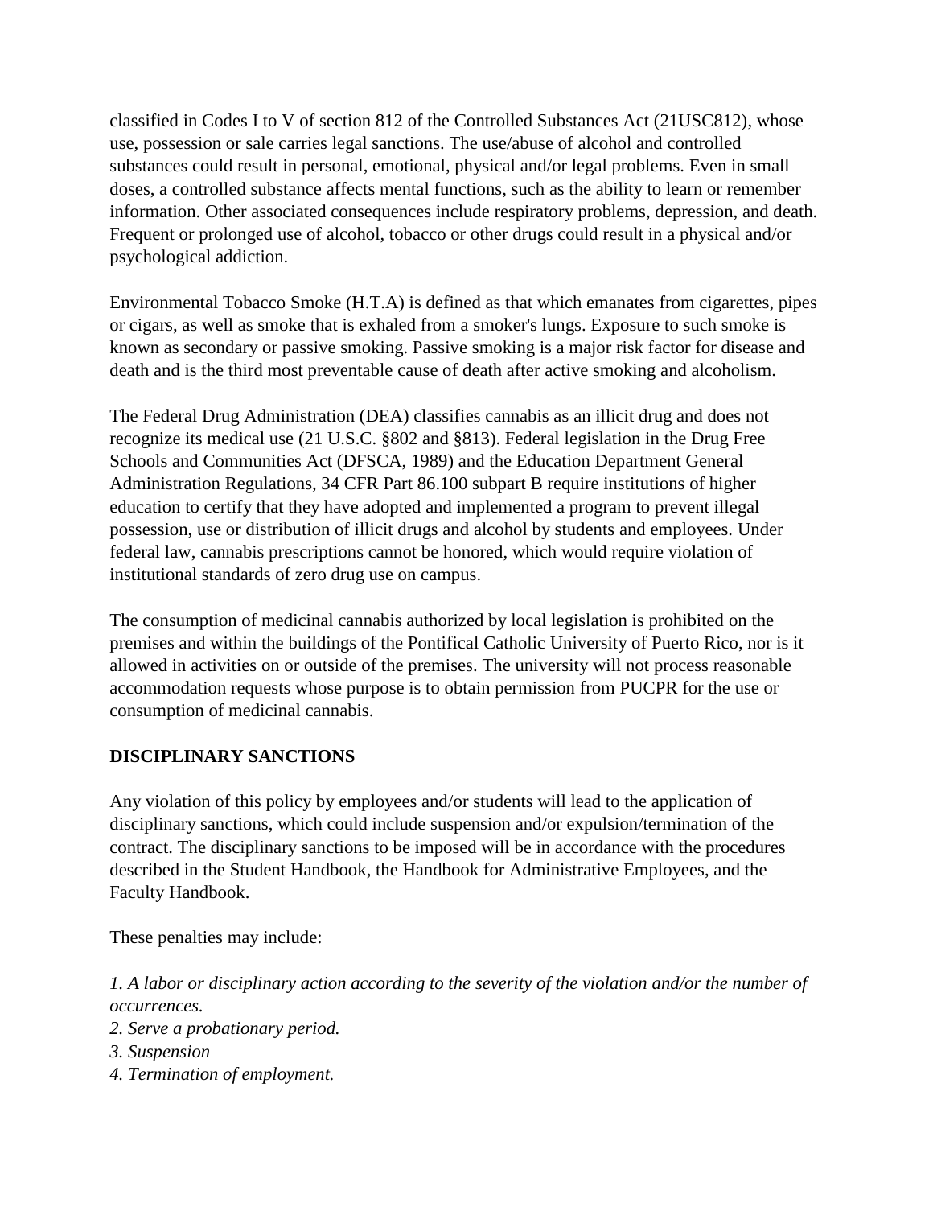classified in Codes I to V of section 812 of the Controlled Substances Act (21USC812), whose use, possession or sale carries legal sanctions. The use/abuse of alcohol and controlled substances could result in personal, emotional, physical and/or legal problems. Even in small doses, a controlled substance affects mental functions, such as the ability to learn or remember information. Other associated consequences include respiratory problems, depression, and death. Frequent or prolonged use of alcohol, tobacco or other drugs could result in a physical and/or psychological addiction.

Environmental Tobacco Smoke (H.T.A) is defined as that which emanates from cigarettes, pipes or cigars, as well as smoke that is exhaled from a smoker's lungs. Exposure to such smoke is known as secondary or passive smoking. Passive smoking is a major risk factor for disease and death and is the third most preventable cause of death after active smoking and alcoholism.

The Federal Drug Administration (DEA) classifies cannabis as an illicit drug and does not recognize its medical use (21 U.S.C. §802 and §813). Federal legislation in the Drug Free Schools and Communities Act (DFSCA, 1989) and the Education Department General Administration Regulations, 34 CFR Part 86.100 subpart B require institutions of higher education to certify that they have adopted and implemented a program to prevent illegal possession, use or distribution of illicit drugs and alcohol by students and employees. Under federal law, cannabis prescriptions cannot be honored, which would require violation of institutional standards of zero drug use on campus.

The consumption of medicinal cannabis authorized by local legislation is prohibited on the premises and within the buildings of the Pontifical Catholic University of Puerto Rico, nor is it allowed in activities on or outside of the premises. The university will not process reasonable accommodation requests whose purpose is to obtain permission from PUCPR for the use or consumption of medicinal cannabis.

## DISCIPLINARY SANCTIONS

Any violation of this policy by employees and/or students will lead to the application of disciplinary sanctions, which could include suspension and/or expulsion/termination of the contract. The disciplinary sanctions to be imposed will be in accordance with the procedures described in the Student Handbook, the Handbook for Administrative Employees, and the Faculty Handbook.

These penalties may include:

*1. A labor or disciplinary action according to the severity of the violation and/or the number of occurrences.*
*2. Serve a probationary period.*
*3. Suspension*
*4. Termination of employment.*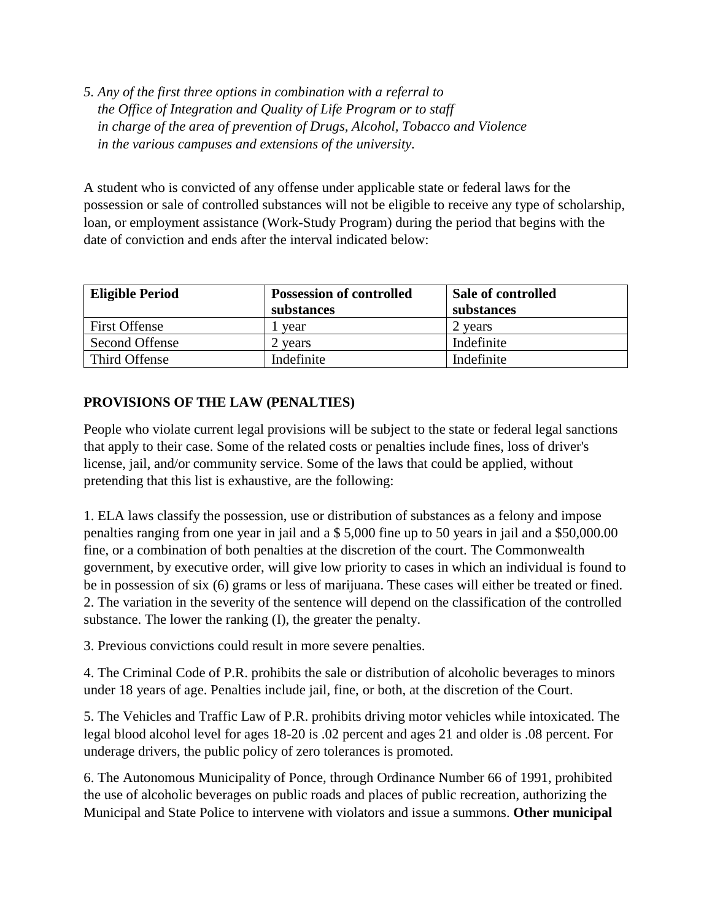*5. Any of the first three options in combination with a referral to the Office of Integration and Quality of Life Program or to staff in charge of the area of prevention of Drugs, Alcohol, Tobacco and Violence in the various campuses and extensions of the university.*

A student who is convicted of any offense under applicable state or federal laws for the possession or sale of controlled substances will not be eligible to receive any type of scholarship, loan, or employment assistance (Work-Study Program) during the period that begins with the date of conviction and ends after the interval indicated below:

| Eligible Period | Possession of controlled substances | Sale of controlled substances |
|---|---|---|
| First Offense | 1 year | 2 years |
| Second Offense | 2 years | Indefinite |
| Third Offense | Indefinite | Indefinite |

**PROVISIONS OF THE LAW (PENALTIES)**

People who violate current legal provisions will be subject to the state or federal legal sanctions that apply to their case. Some of the related costs or penalties include fines, loss of driver's license, jail, and/or community service. Some of the laws that could be applied, without pretending that this list is exhaustive, are the following:

1. ELA laws classify the possession, use or distribution of substances as a felony and impose penalties ranging from one year in jail and a $ 5,000 fine up to 50 years in jail and a $50,000.00 fine, or a combination of both penalties at the discretion of the court. The Commonwealth government, by executive order, will give low priority to cases in which an individual is found to be in possession of six (6) grams or less of marijuana. These cases will either be treated or fined.
2. The variation in the severity of the sentence will depend on the classification of the controlled substance. The lower the ranking (I), the greater the penalty.

3. Previous convictions could result in more severe penalties.

4. The Criminal Code of P.R. prohibits the sale or distribution of alcoholic beverages to minors under 18 years of age. Penalties include jail, fine, or both, at the discretion of the Court.

5. The Vehicles and Traffic Law of P.R. prohibits driving motor vehicles while intoxicated. The legal blood alcohol level for ages 18-20 is .02 percent and ages 21 and older is .08 percent. For underage drivers, the public policy of zero tolerances is promoted.

6. The Autonomous Municipality of Ponce, through Ordinance Number 66 of 1991, prohibited the use of alcoholic beverages on public roads and places of public recreation, authorizing the Municipal and State Police to intervene with violators and issue a summons. **Other municipal**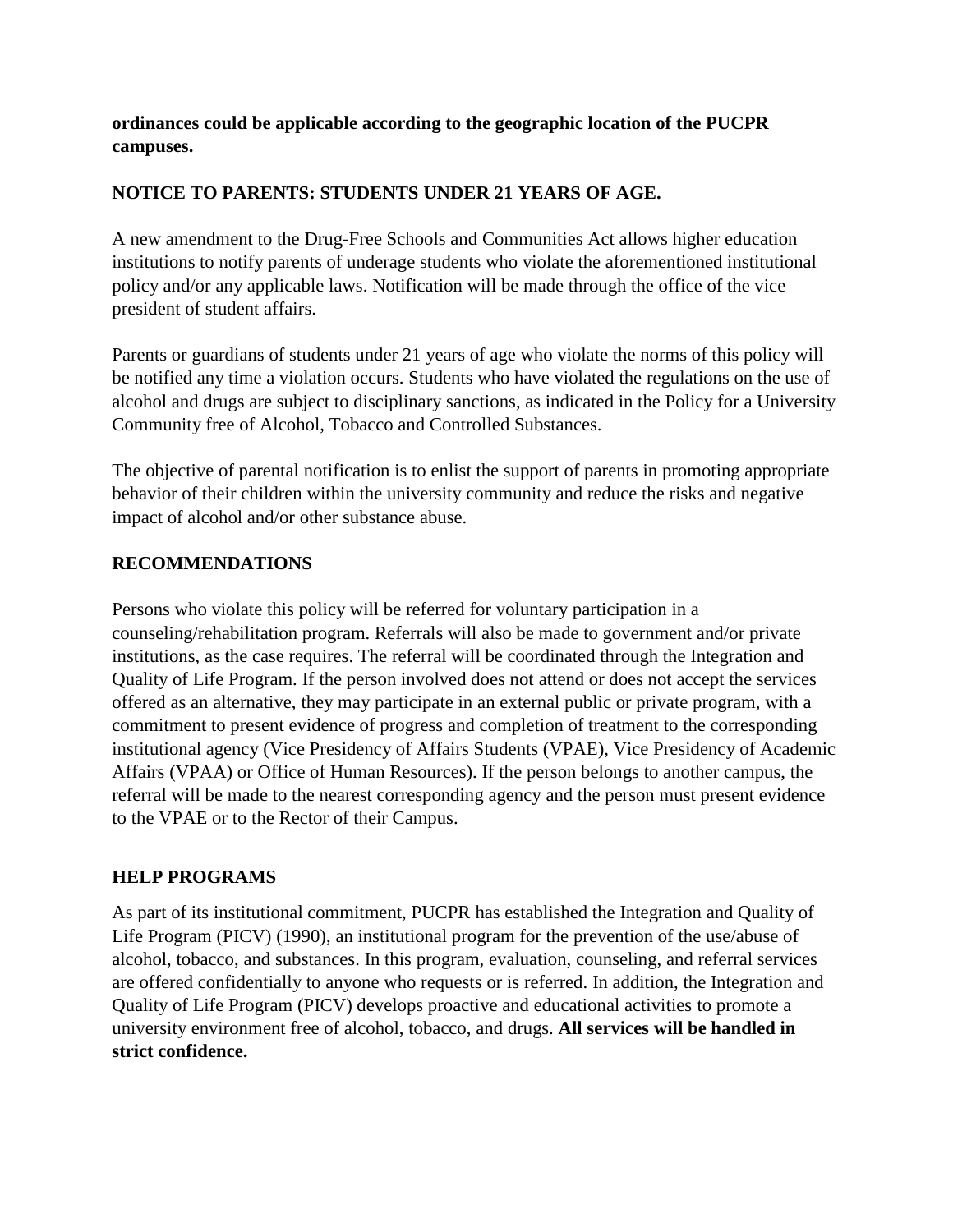**ordinances could be applicable according to the geographic location of the PUCPR campuses.**

## NOTICE TO PARENTS: STUDENTS UNDER 21 YEARS OF AGE.

A new amendment to the Drug-Free Schools and Communities Act allows higher education institutions to notify parents of underage students who violate the aforementioned institutional policy and/or any applicable laws. Notification will be made through the office of the vice president of student affairs.

Parents or guardians of students under 21 years of age who violate the norms of this policy will be notified any time a violation occurs. Students who have violated the regulations on the use of alcohol and drugs are subject to disciplinary sanctions, as indicated in the Policy for a University Community free of Alcohol, Tobacco and Controlled Substances.

The objective of parental notification is to enlist the support of parents in promoting appropriate behavior of their children within the university community and reduce the risks and negative impact of alcohol and/or other substance abuse.

## RECOMMENDATIONS

Persons who violate this policy will be referred for voluntary participation in a counseling/rehabilitation program. Referrals will also be made to government and/or private institutions, as the case requires. The referral will be coordinated through the Integration and Quality of Life Program. If the person involved does not attend or does not accept the services offered as an alternative, they may participate in an external public or private program, with a commitment to present evidence of progress and completion of treatment to the corresponding institutional agency (Vice Presidency of Affairs Students (VPAE), Vice Presidency of Academic Affairs (VPAA) or Office of Human Resources). If the person belongs to another campus, the referral will be made to the nearest corresponding agency and the person must present evidence to the VPAE or to the Rector of their Campus.

## HELP PROGRAMS

As part of its institutional commitment, PUCPR has established the Integration and Quality of Life Program (PICV) (1990), an institutional program for the prevention of the use/abuse of alcohol, tobacco, and substances. In this program, evaluation, counseling, and referral services are offered confidentially to anyone who requests or is referred. In addition, the Integration and Quality of Life Program (PICV) develops proactive and educational activities to promote a university environment free of alcohol, tobacco, and drugs. **All services will be handled in strict confidence.**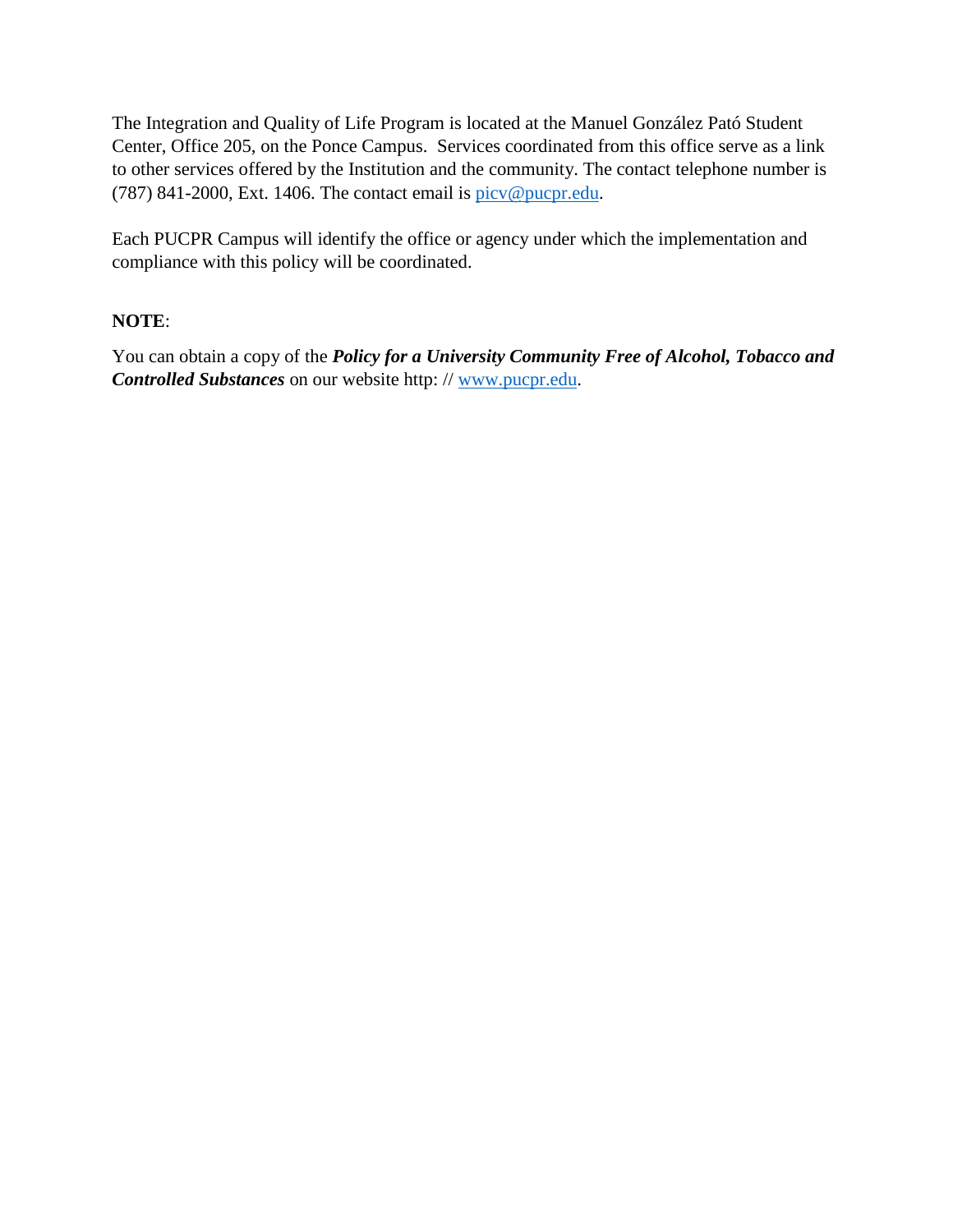The Integration and Quality of Life Program is located at the Manuel González Pató Student Center, Office 205, on the Ponce Campus. Services coordinated from this office serve as a link to other services offered by the Institution and the community. The contact telephone number is (787) 841-2000, Ext. 1406. The contact email is picv@pucpr.edu.

Each PUCPR Campus will identify the office or agency under which the implementation and compliance with this policy will be coordinated.

**NOTE**:

You can obtain a copy of the ***Policy for a University Community Free of Alcohol, Tobacco and Controlled Substances*** on our website http: // www.pucpr.edu.